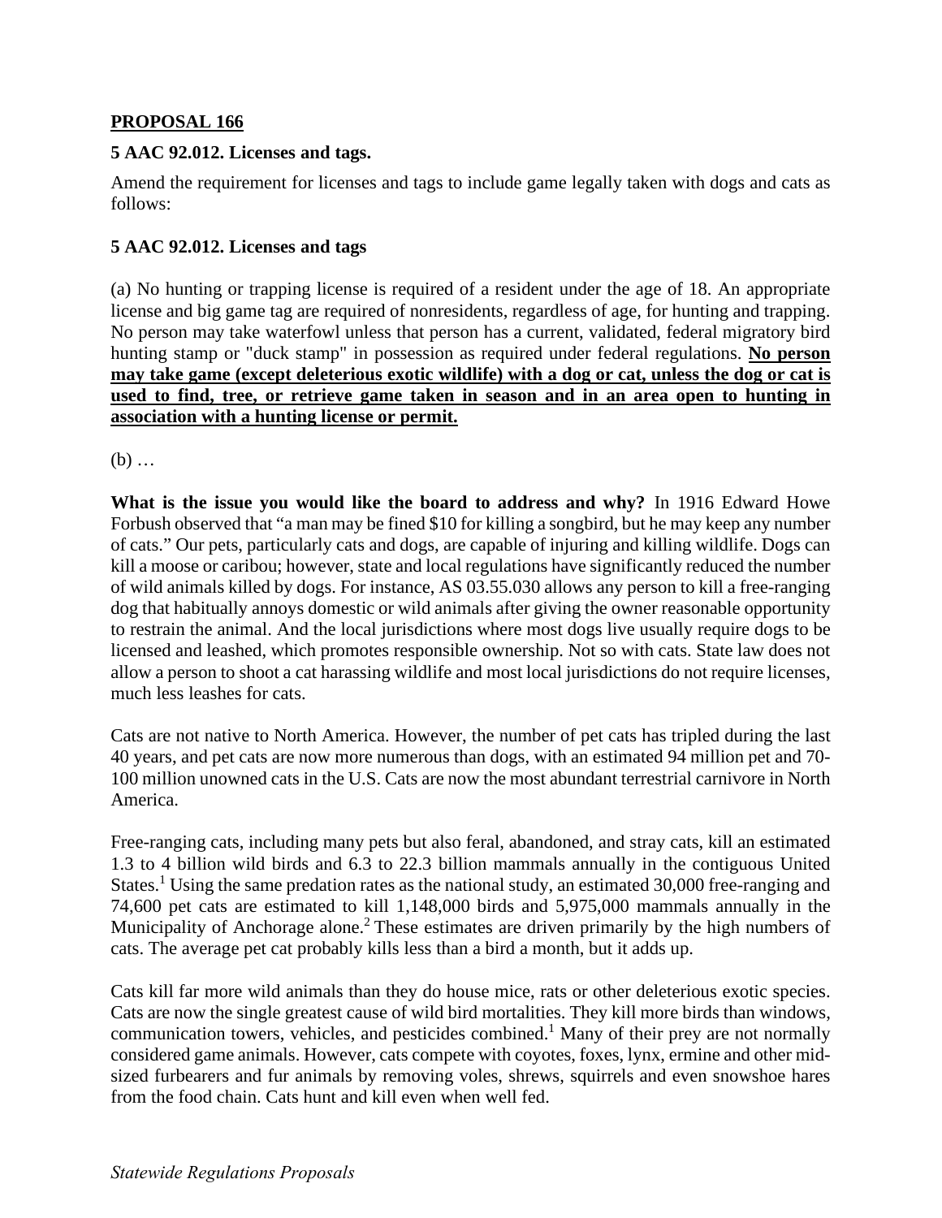**PROPOSAL 166**

**5 AAC 92.012. Licenses and tags.**

Amend the requirement for licenses and tags to include game legally taken with dogs and cats as follows:

**5 AAC 92.012. Licenses and tags**

(a) No hunting or trapping license is required of a resident under the age of 18. An appropriate license and big game tag are required of nonresidents, regardless of age, for hunting and trapping. No person may take waterfowl unless that person has a current, validated, federal migratory bird hunting stamp or "duck stamp" in possession as required under federal regulations. <u>**No person may take game (except deleterious exotic wildlife) with a dog or cat, unless the dog or cat is used to find, tree, or retrieve game taken in season and in an area open to hunting in association with a hunting license or permit.**</u>

(b) …

**What is the issue you would like the board to address and why?** In 1916 Edward Howe Forbush observed that "a man may be fined $10 for killing a songbird, but he may keep any number of cats." Our pets, particularly cats and dogs, are capable of injuring and killing wildlife. Dogs can kill a moose or caribou; however, state and local regulations have significantly reduced the number of wild animals killed by dogs. For instance, AS 03.55.030 allows any person to kill a free-ranging dog that habitually annoys domestic or wild animals after giving the owner reasonable opportunity to restrain the animal. And the local jurisdictions where most dogs live usually require dogs to be licensed and leashed, which promotes responsible ownership. Not so with cats. State law does not allow a person to shoot a cat harassing wildlife and most local jurisdictions do not require licenses, much less leashes for cats.

Cats are not native to North America. However, the number of pet cats has tripled during the last 40 years, and pet cats are now more numerous than dogs, with an estimated 94 million pet and 70-100 million unowned cats in the U.S. Cats are now the most abundant terrestrial carnivore in North America.

Free-ranging cats, including many pets but also feral, abandoned, and stray cats, kill an estimated 1.3 to 4 billion wild birds and 6.3 to 22.3 billion mammals annually in the contiguous United States.[1] Using the same predation rates as the national study, an estimated 30,000 free-ranging and 74,600 pet cats are estimated to kill 1,148,000 birds and 5,975,000 mammals annually in the Municipality of Anchorage alone.[2] These estimates are driven primarily by the high numbers of cats. The average pet cat probably kills less than a bird a month, but it adds up.

Cats kill far more wild animals than they do house mice, rats or other deleterious exotic species. Cats are now the single greatest cause of wild bird mortalities. They kill more birds than windows, communication towers, vehicles, and pesticides combined.[1] Many of their prey are not normally considered game animals. However, cats compete with coyotes, foxes, lynx, ermine and other mid-sized furbearers and fur animals by removing voles, shrews, squirrels and even snowshoe hares from the food chain. Cats hunt and kill even when well fed.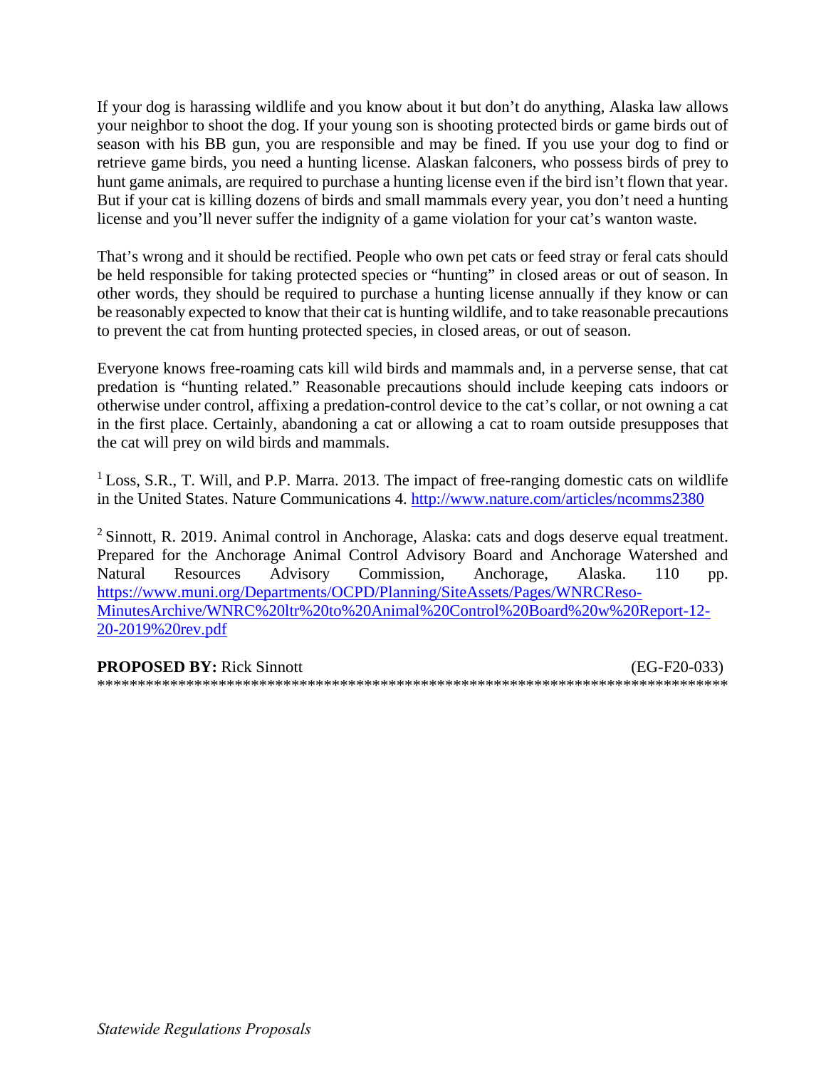If your dog is harassing wildlife and you know about it but don't do anything, Alaska law allows your neighbor to shoot the dog. If your young son is shooting protected birds or game birds out of season with his BB gun, you are responsible and may be fined. If you use your dog to find or retrieve game birds, you need a hunting license. Alaskan falconers, who possess birds of prey to hunt game animals, are required to purchase a hunting license even if the bird isn't flown that year. But if your cat is killing dozens of birds and small mammals every year, you don't need a hunting license and you'll never suffer the indignity of a game violation for your cat's wanton waste.

That's wrong and it should be rectified. People who own pet cats or feed stray or feral cats should be held responsible for taking protected species or "hunting" in closed areas or out of season. In other words, they should be required to purchase a hunting license annually if they know or can be reasonably expected to know that their cat is hunting wildlife, and to take reasonable precautions to prevent the cat from hunting protected species, in closed areas, or out of season.

Everyone knows free-roaming cats kill wild birds and mammals and, in a perverse sense, that cat predation is "hunting related." Reasonable precautions should include keeping cats indoors or otherwise under control, affixing a predation-control device to the cat's collar, or not owning a cat in the first place. Certainly, abandoning a cat or allowing a cat to roam outside presupposes that the cat will prey on wild birds and mammals.

[1] Loss, S.R., T. Will, and P.P. Marra. 2013. The impact of free-ranging domestic cats on wildlife in the United States. Nature Communications 4. http://www.nature.com/articles/ncomms2380

[2] Sinnott, R. 2019. Animal control in Anchorage, Alaska: cats and dogs deserve equal treatment. Prepared for the Anchorage Animal Control Advisory Board and Anchorage Watershed and Natural Resources Advisory Commission, Anchorage, Alaska. 110 pp. https://www.muni.org/Departments/OCPD/Planning/SiteAssets/Pages/WNRCReso-MinutesArchive/WNRC%20ltr%20to%20Animal%20Control%20Board%20w%20Report-12-20-2019%20rev.pdf

**PROPOSED BY:** Rick Sinnott (EG-F20-033)

******************************************************************************